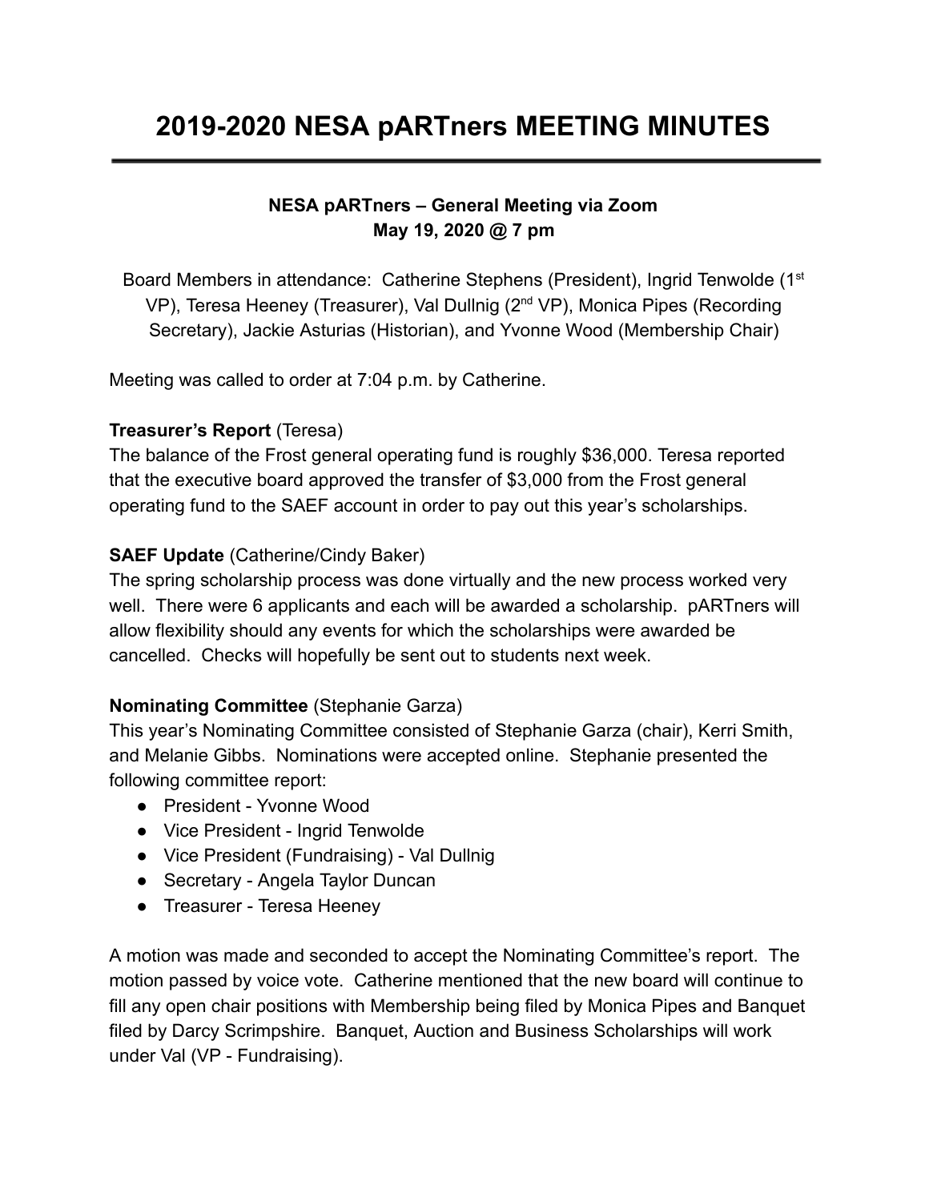# 2019-2020 NESA pARTners MEETING MINUTES

**NESA pARTners – General Meeting via Zoom**
**May 19, 2020 @ 7 pm**

Board Members in attendance: Catherine Stephens (President), Ingrid Tenwolde (1st VP), Teresa Heeney (Treasurer), Val Dullnig (2nd VP), Monica Pipes (Recording Secretary), Jackie Asturias (Historian), and Yvonne Wood (Membership Chair)

Meeting was called to order at 7:04 p.m. by Catherine.

**Treasurer's Report** (Teresa)
The balance of the Frost general operating fund is roughly $36,000. Teresa reported that the executive board approved the transfer of $3,000 from the Frost general operating fund to the SAEF account in order to pay out this year's scholarships.

**SAEF Update** (Catherine/Cindy Baker)
The spring scholarship process was done virtually and the new process worked very well. There were 6 applicants and each will be awarded a scholarship. pARTners will allow flexibility should any events for which the scholarships were awarded be cancelled. Checks will hopefully be sent out to students next week.

**Nominating Committee** (Stephanie Garza)
This year's Nominating Committee consisted of Stephanie Garza (chair), Kerri Smith, and Melanie Gibbs. Nominations were accepted online. Stephanie presented the following committee report:

- President - Yvonne Wood
- Vice President - Ingrid Tenwolde
- Vice President (Fundraising) - Val Dullnig
- Secretary - Angela Taylor Duncan
- Treasurer - Teresa Heeney

A motion was made and seconded to accept the Nominating Committee's report. The motion passed by voice vote. Catherine mentioned that the new board will continue to fill any open chair positions with Membership being filed by Monica Pipes and Banquet filed by Darcy Scrimpshire. Banquet, Auction and Business Scholarships will work under Val (VP - Fundraising).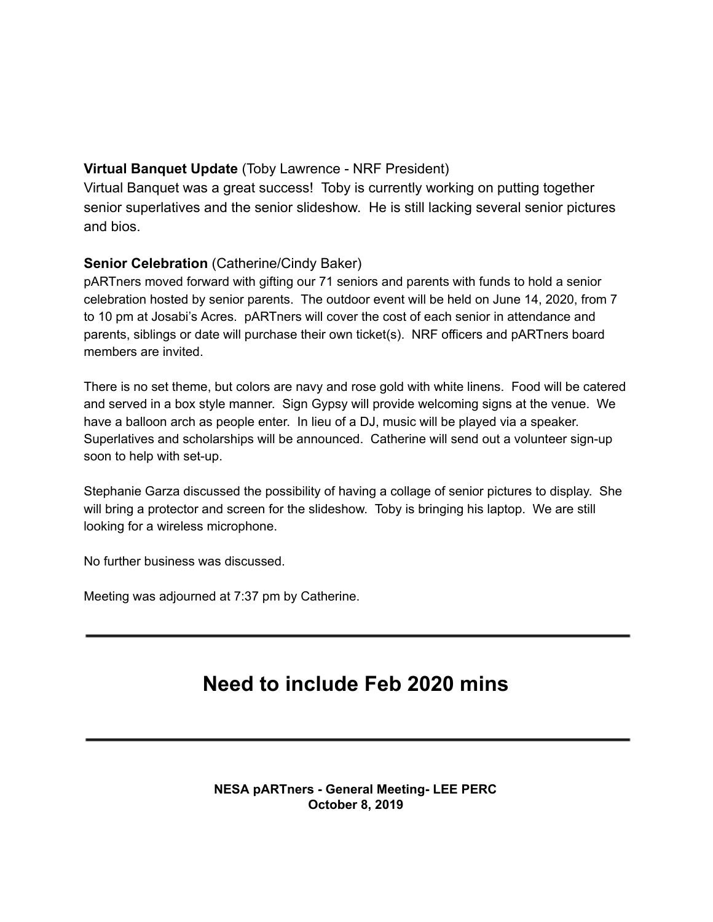**Virtual Banquet Update** (Toby Lawrence - NRF President)
Virtual Banquet was a great success! Toby is currently working on putting together senior superlatives and the senior slideshow. He is still lacking several senior pictures and bios.

**Senior Celebration** (Catherine/Cindy Baker)
pARTners moved forward with gifting our 71 seniors and parents with funds to hold a senior celebration hosted by senior parents. The outdoor event will be held on June 14, 2020, from 7 to 10 pm at Josabi's Acres. pARTners will cover the cost of each senior in attendance and parents, siblings or date will purchase their own ticket(s). NRF officers and pARTners board members are invited.

There is no set theme, but colors are navy and rose gold with white linens. Food will be catered and served in a box style manner. Sign Gypsy will provide welcoming signs at the venue. We have a balloon arch as people enter. In lieu of a DJ, music will be played via a speaker. Superlatives and scholarships will be announced. Catherine will send out a volunteer sign-up soon to help with set-up.

Stephanie Garza discussed the possibility of having a collage of senior pictures to display. She will bring a protector and screen for the slideshow. Toby is bringing his laptop. We are still looking for a wireless microphone.

No further business was discussed.

Meeting was adjourned at 7:37 pm by Catherine.

---

# Need to include Feb 2020 mins

---

**NESA pARTners - General Meeting- LEE PERC**
**October 8, 2019**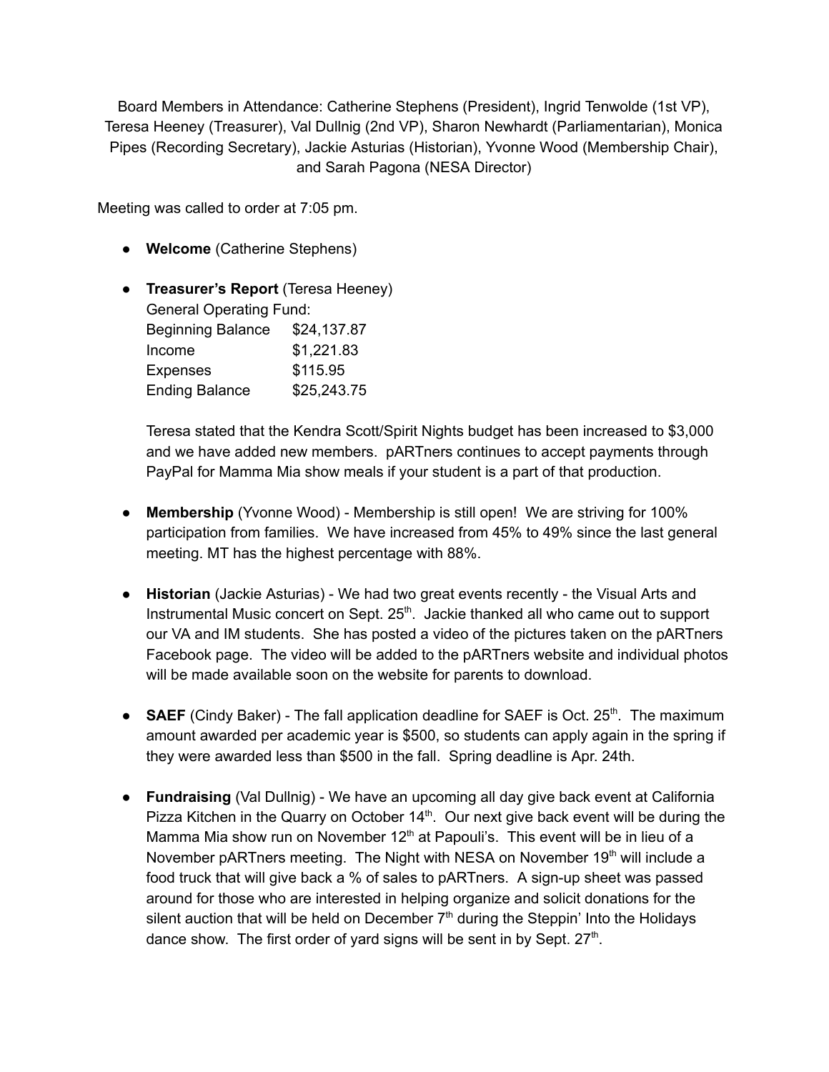Board Members in Attendance: Catherine Stephens (President), Ingrid Tenwolde (1st VP), Teresa Heeney (Treasurer), Val Dullnig (2nd VP), Sharon Newhardt (Parliamentarian), Monica Pipes (Recording Secretary), Jackie Asturias (Historian), Yvonne Wood (Membership Chair), and Sarah Pagona (NESA Director)

Meeting was called to order at 7:05 pm.

- **Welcome** (Catherine Stephens)

- **Treasurer's Report** (Teresa Heeney)
  General Operating Fund:

  | | |
  |---|---|
  | Beginning Balance | $24,137.87 |
  | Income | $1,221.83 |
  | Expenses | $115.95 |
  | Ending Balance | $25,243.75 |

  Teresa stated that the Kendra Scott/Spirit Nights budget has been increased to $3,000 and we have added new members. pARTners continues to accept payments through PayPal for Mamma Mia show meals if your student is a part of that production.

- **Membership** (Yvonne Wood) - Membership is still open! We are striving for 100% participation from families. We have increased from 45% to 49% since the last general meeting. MT has the highest percentage with 88%.

- **Historian** (Jackie Asturias) - We had two great events recently - the Visual Arts and Instrumental Music concert on Sept. 25th. Jackie thanked all who came out to support our VA and IM students. She has posted a video of the pictures taken on the pARTners Facebook page. The video will be added to the pARTners website and individual photos will be made available soon on the website for parents to download.

- **SAEF** (Cindy Baker) - The fall application deadline for SAEF is Oct. 25th. The maximum amount awarded per academic year is $500, so students can apply again in the spring if they were awarded less than $500 in the fall. Spring deadline is Apr. 24th.

- **Fundraising** (Val Dullnig) - We have an upcoming all day give back event at California Pizza Kitchen in the Quarry on October 14th. Our next give back event will be during the Mamma Mia show run on November 12th at Papouli's. This event will be in lieu of a November pARTners meeting. The Night with NESA on November 19th will include a food truck that will give back a % of sales to pARTners. A sign-up sheet was passed around for those who are interested in helping organize and solicit donations for the silent auction that will be held on December 7th during the Steppin' Into the Holidays dance show. The first order of yard signs will be sent in by Sept. 27th.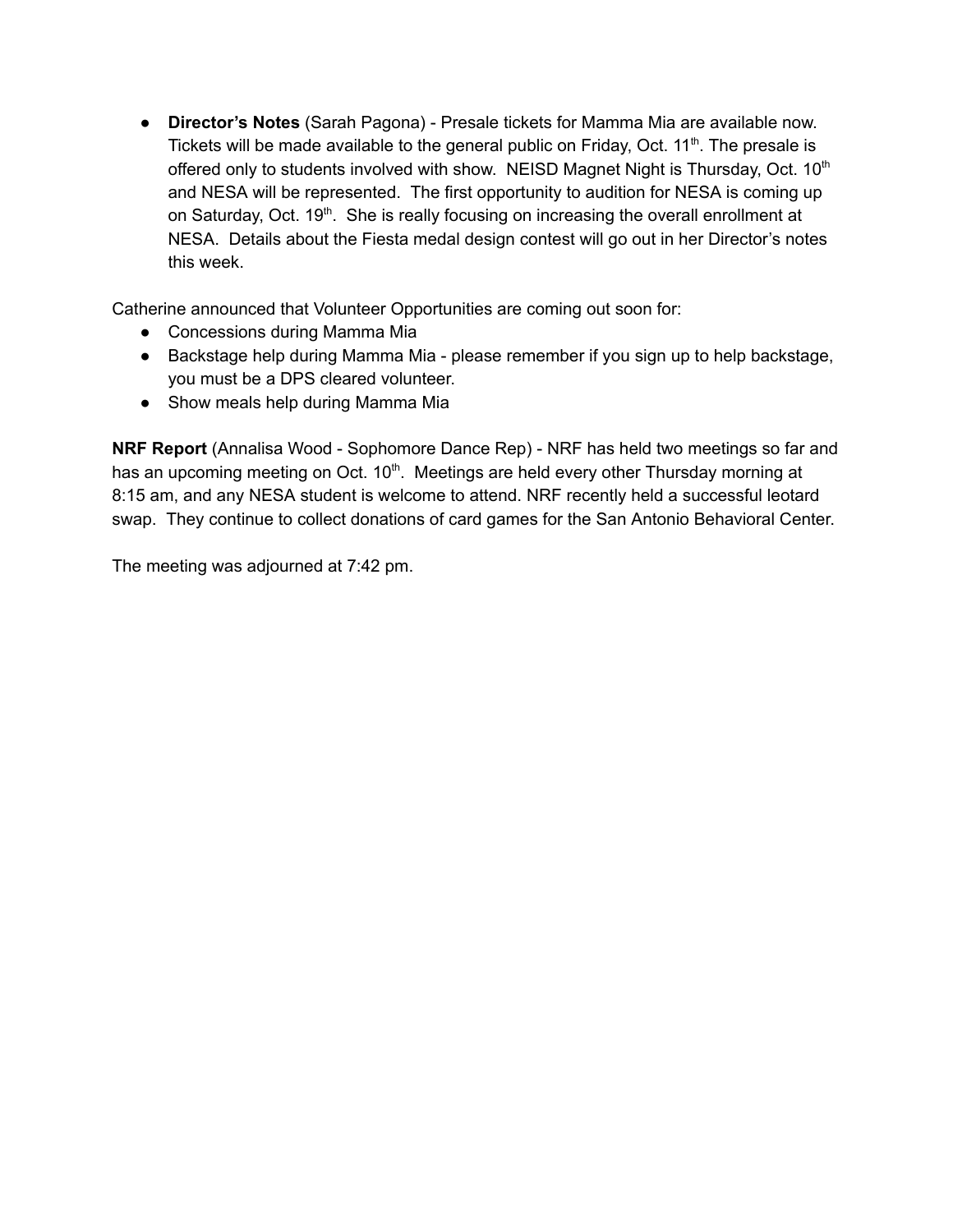- **Director's Notes** (Sarah Pagona) - Presale tickets for Mamma Mia are available now. Tickets will be made available to the general public on Friday, Oct. 11th. The presale is offered only to students involved with show. NEISD Magnet Night is Thursday, Oct. 10th and NESA will be represented. The first opportunity to audition for NESA is coming up on Saturday, Oct. 19th. She is really focusing on increasing the overall enrollment at NESA. Details about the Fiesta medal design contest will go out in her Director's notes this week.

Catherine announced that Volunteer Opportunities are coming out soon for:

- Concessions during Mamma Mia
- Backstage help during Mamma Mia - please remember if you sign up to help backstage, you must be a DPS cleared volunteer.
- Show meals help during Mamma Mia

**NRF Report** (Annalisa Wood - Sophomore Dance Rep) - NRF has held two meetings so far and has an upcoming meeting on Oct. 10th. Meetings are held every other Thursday morning at 8:15 am, and any NESA student is welcome to attend. NRF recently held a successful leotard swap. They continue to collect donations of card games for the San Antonio Behavioral Center.

The meeting was adjourned at 7:42 pm.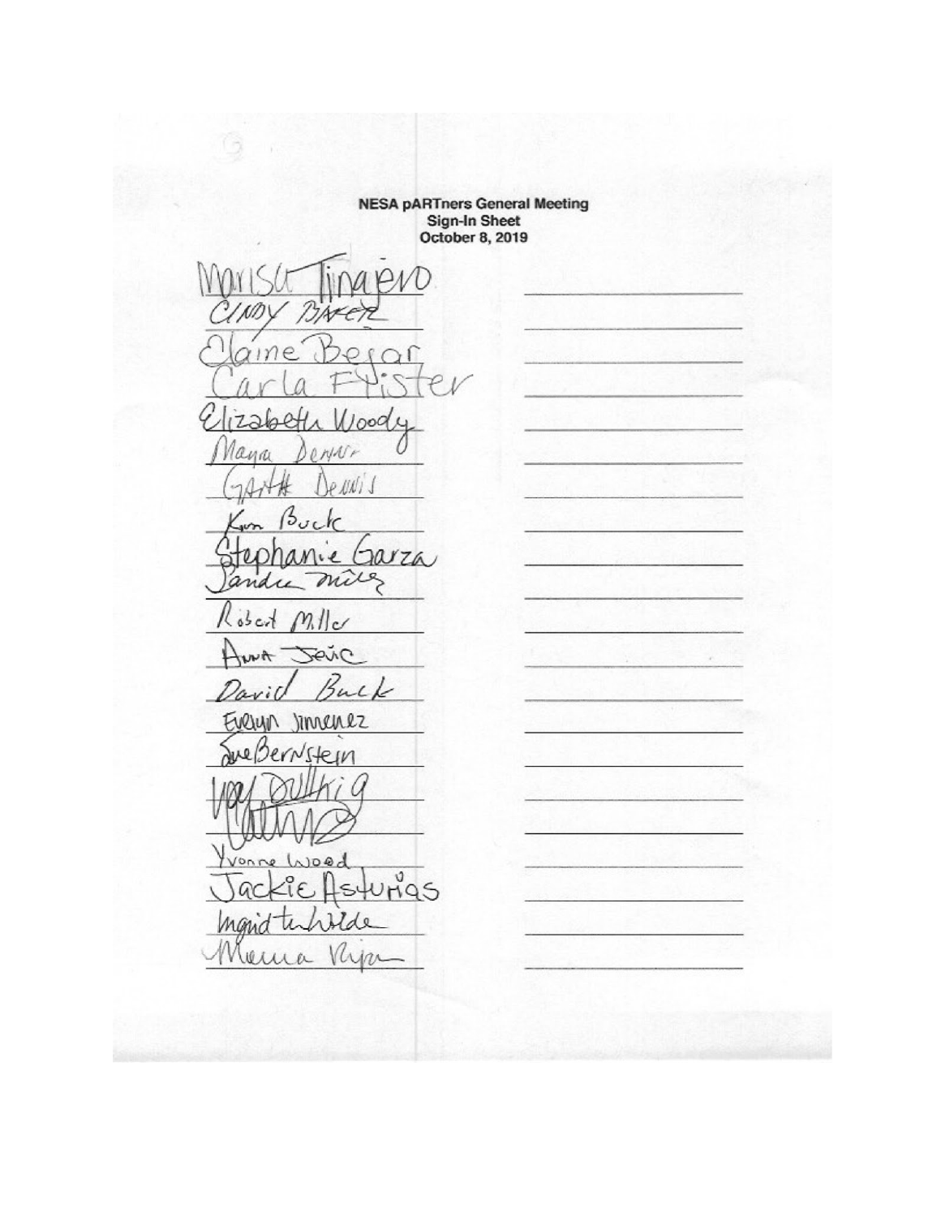**NESA pARTners General Meeting**
**Sign-In Sheet**
**October 8, 2019**

Marisa Tinajero
CINDY BAKER
Elaine Bejar
Carla Pfister
Elizabeth Woody
Mayra Dennis
GARTH DENNIS
Kim Buck
Stephanie Garza
Sandra Miller
Robert Miller
Anna Jovic
David Buck
Evelyn Jimenez
Sue Bernstein
[illegible signature]
[illegible signature]
Yvonne Wood
Jackie Asturias
Ingrid ten Wolde
Maria Rijn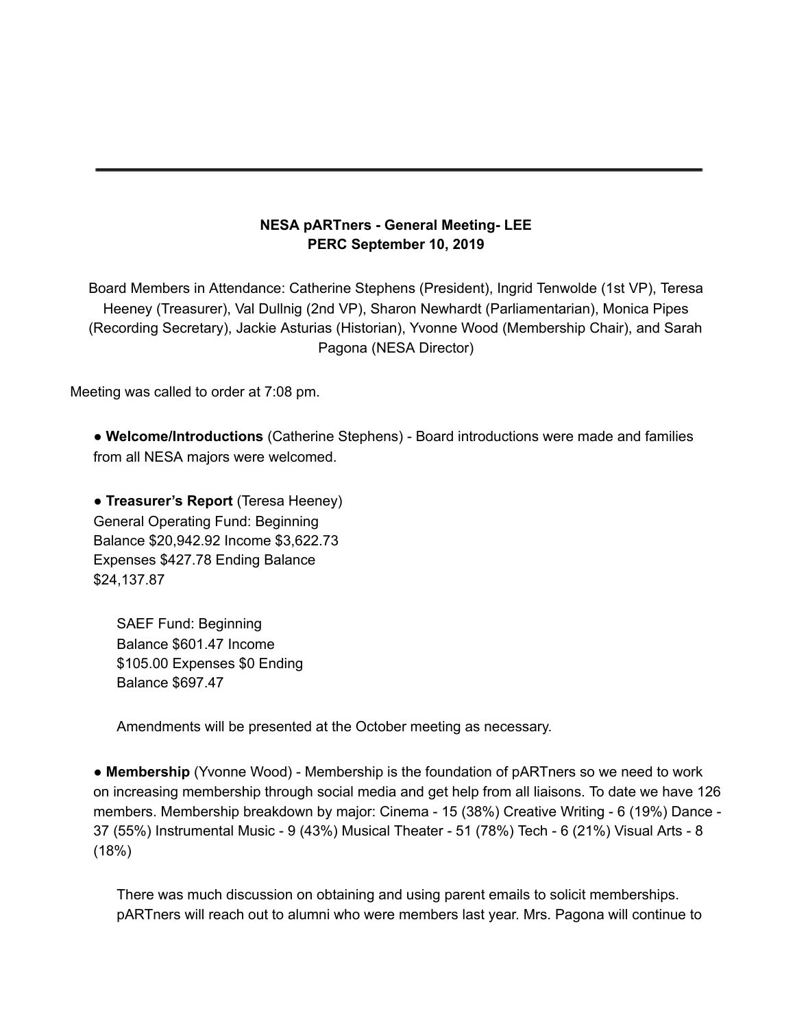**NESA pARTners - General Meeting- LEE PERC September 10, 2019**

Board Members in Attendance: Catherine Stephens (President), Ingrid Tenwolde (1st VP), Teresa Heeney (Treasurer), Val Dullnig (2nd VP), Sharon Newhardt (Parliamentarian), Monica Pipes (Recording Secretary), Jackie Asturias (Historian), Yvonne Wood (Membership Chair), and Sarah Pagona (NESA Director)

Meeting was called to order at 7:08 pm.

- **Welcome/Introductions** (Catherine Stephens) - Board introductions were made and families from all NESA majors were welcomed.

- **Treasurer's Report** (Teresa Heeney)
General Operating Fund: Beginning Balance $20,942.92 Income $3,622.73 Expenses $427.78 Ending Balance $24,137.87

  SAEF Fund: Beginning Balance $601.47 Income $105.00 Expenses $0 Ending Balance $697.47

  Amendments will be presented at the October meeting as necessary.

- **Membership** (Yvonne Wood) - Membership is the foundation of pARTners so we need to work on increasing membership through social media and get help from all liaisons. To date we have 126 members. Membership breakdown by major: Cinema - 15 (38%) Creative Writing - 6 (19%) Dance - 37 (55%) Instrumental Music - 9 (43%) Musical Theater - 51 (78%) Tech - 6 (21%) Visual Arts - 8 (18%)

  There was much discussion on obtaining and using parent emails to solicit memberships. pARTners will reach out to alumni who were members last year. Mrs. Pagona will continue to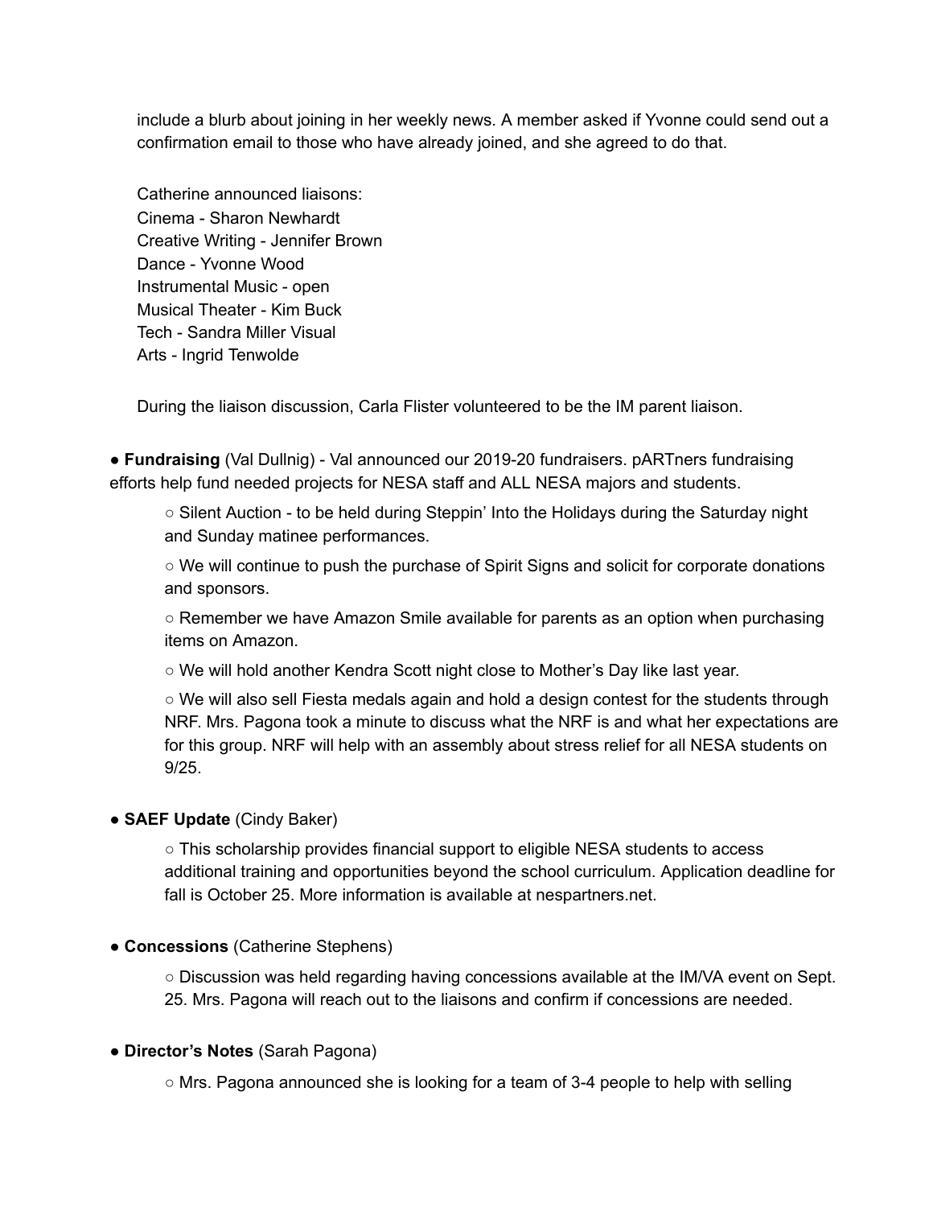include a blurb about joining in her weekly news. A member asked if Yvonne could send out a confirmation email to those who have already joined, and she agreed to do that.

Catherine announced liaisons:
Cinema - Sharon Newhardt
Creative Writing - Jennifer Brown
Dance - Yvonne Wood
Instrumental Music - open
Musical Theater - Kim Buck
Tech - Sandra Miller Visual
Arts - Ingrid Tenwolde

During the liaison discussion, Carla Flister volunteered to be the IM parent liaison.

- **Fundraising** (Val Dullnig) - Val announced our 2019-20 fundraisers. pARTners fundraising efforts help fund needed projects for NESA staff and ALL NESA majors and students.
  - Silent Auction - to be held during Steppin' Into the Holidays during the Saturday night and Sunday matinee performances.
  - We will continue to push the purchase of Spirit Signs and solicit for corporate donations and sponsors.
  - Remember we have Amazon Smile available for parents as an option when purchasing items on Amazon.
  - We will hold another Kendra Scott night close to Mother's Day like last year.
  - We will also sell Fiesta medals again and hold a design contest for the students through NRF. Mrs. Pagona took a minute to discuss what the NRF is and what her expectations are for this group. NRF will help with an assembly about stress relief for all NESA students on 9/25.

- **SAEF Update** (Cindy Baker)
  - This scholarship provides financial support to eligible NESA students to access additional training and opportunities beyond the school curriculum. Application deadline for fall is October 25. More information is available at nespartners.net.

- **Concessions** (Catherine Stephens)
  - Discussion was held regarding having concessions available at the IM/VA event on Sept. 25. Mrs. Pagona will reach out to the liaisons and confirm if concessions are needed.

- **Director's Notes** (Sarah Pagona)
  - Mrs. Pagona announced she is looking for a team of 3-4 people to help with selling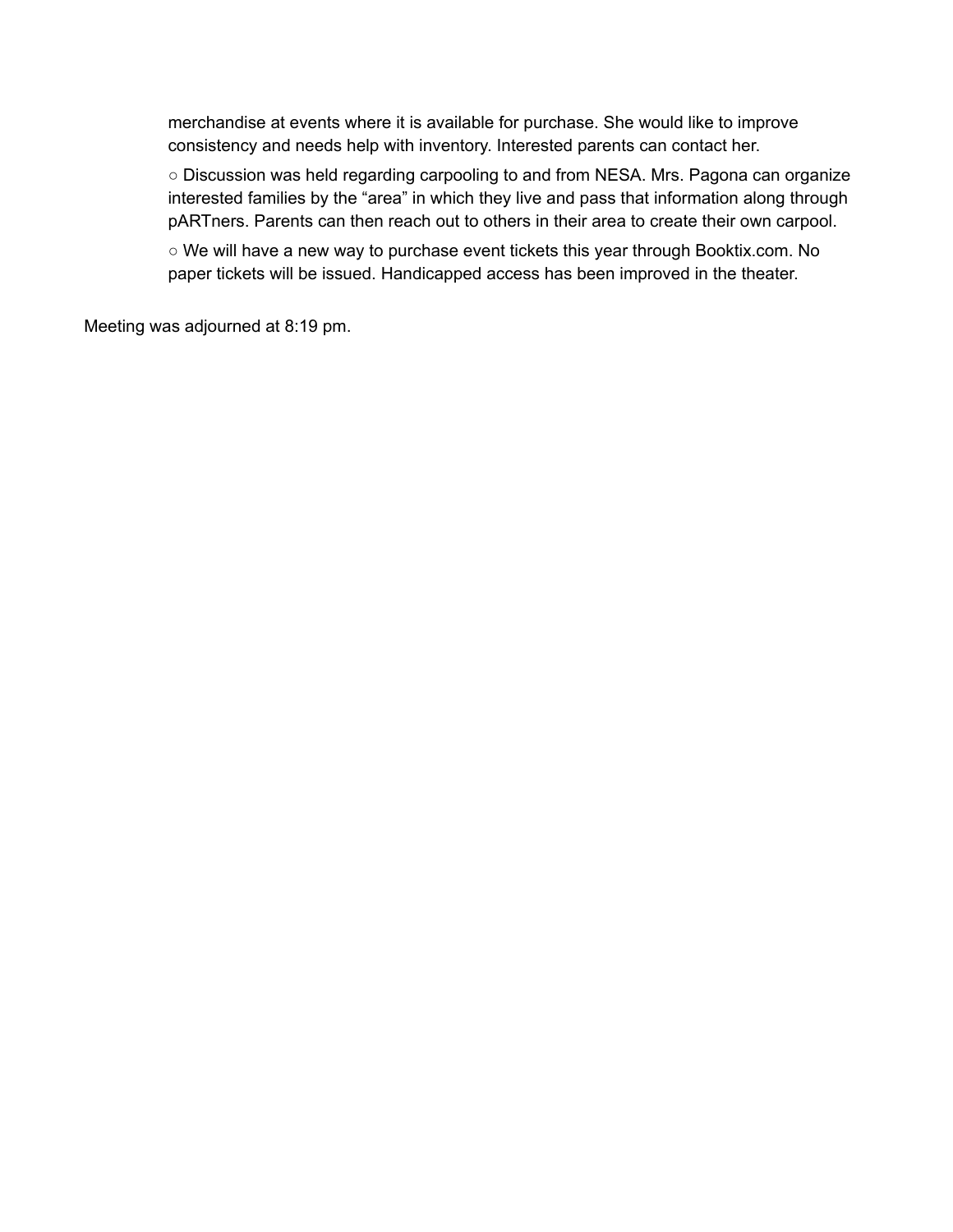merchandise at events where it is available for purchase. She would like to improve consistency and needs help with inventory. Interested parents can contact her.

  - Discussion was held regarding carpooling to and from NESA. Mrs. Pagona can organize interested families by the “area” in which they live and pass that information along through pARTners. Parents can then reach out to others in their area to create their own carpool.
  - We will have a new way to purchase event tickets this year through Booktix.com. No paper tickets will be issued. Handicapped access has been improved in the theater.

Meeting was adjourned at 8:19 pm.